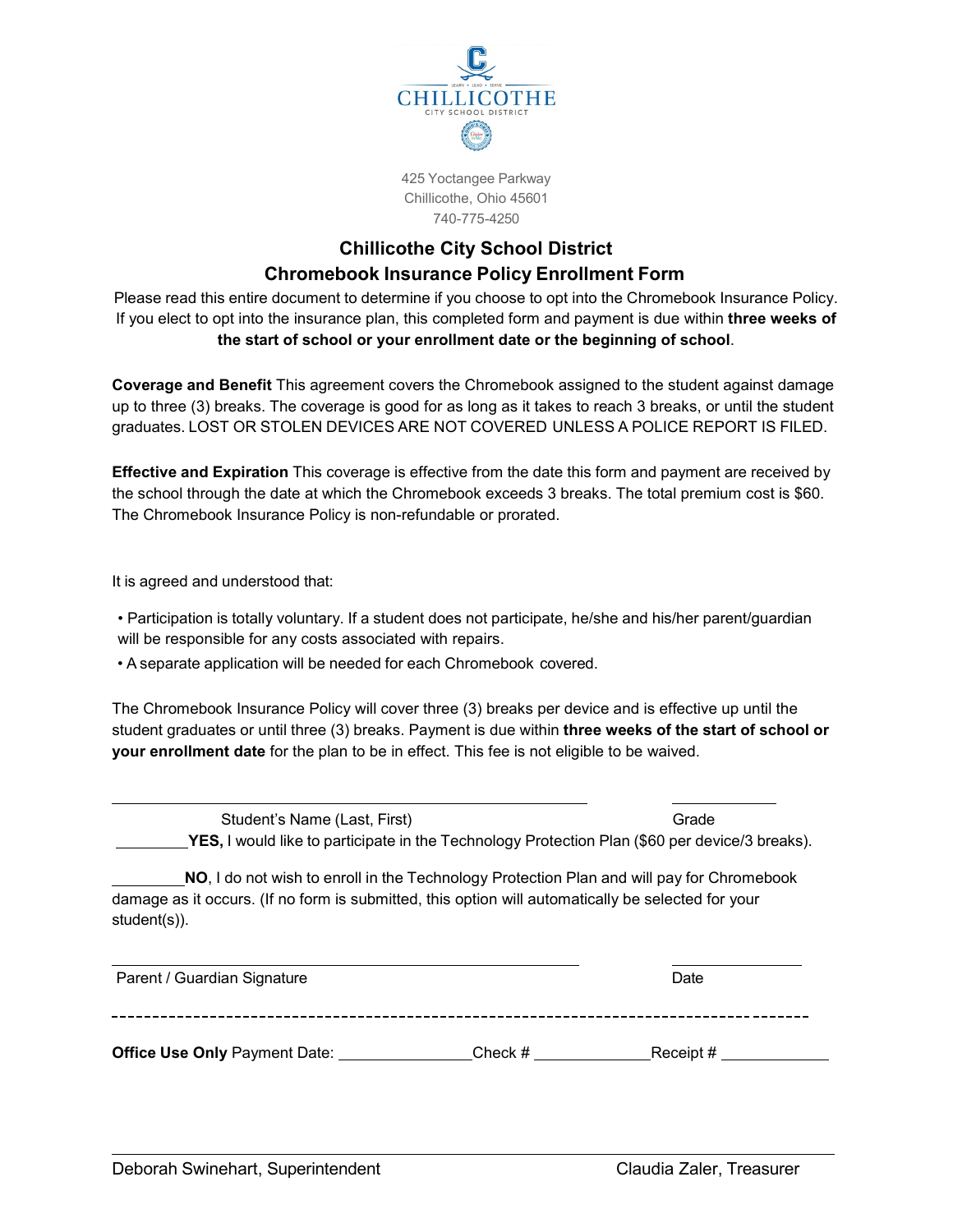CHILLICOTHE

CITY SCHOOL DISTRICT

425 Yoctangee Parkway
Chillicothe, Ohio 45601
740-775-4250

## Chillicothe City School District
## Chromebook Insurance Policy Enrollment Form

Please read this entire document to determine if you choose to opt into the Chromebook Insurance Policy. If you elect to opt into the insurance plan, this completed form and payment is due within **three weeks of the start of school or your enrollment date or the beginning of school**.

**Coverage and Benefit** This agreement covers the Chromebook assigned to the student against damage up to three (3) breaks. The coverage is good for as long as it takes to reach 3 breaks, or until the student graduates. LOST OR STOLEN DEVICES ARE NOT COVERED UNLESS A POLICE REPORT IS FILED.

**Effective and Expiration** This coverage is effective from the date this form and payment are received by the school through the date at which the Chromebook exceeds 3 breaks. The total premium cost is $60. The Chromebook Insurance Policy is non-refundable or prorated.

It is agreed and understood that:

- Participation is totally voluntary. If a student does not participate, he/she and his/her parent/guardian will be responsible for any costs associated with repairs.
- A separate application will be needed for each Chromebook covered.

The Chromebook Insurance Policy will cover three (3) breaks per device and is effective up until the student graduates or until three (3) breaks. Payment is due within **three weeks of the start of school or your enrollment date** for the plan to be in effect. This fee is not eligible to be waived.

_______________________________________________ ____________

Student's Name (Last, First) Grade

_________**YES,** I would like to participate in the Technology Protection Plan ($60 per device/3 breaks).

_________**NO**, I do not wish to enroll in the Technology Protection Plan and will pay for Chromebook damage as it occurs. (If no form is submitted, this option will automatically be selected for your student(s)).

_______________________________________________ ____________

Parent / Guardian Signature Date

---

**Office Use Only** Payment Date: _______________Check # _____________Receipt # _____________

Deborah Swinehart, Superintendent Claudia Zaler, Treasurer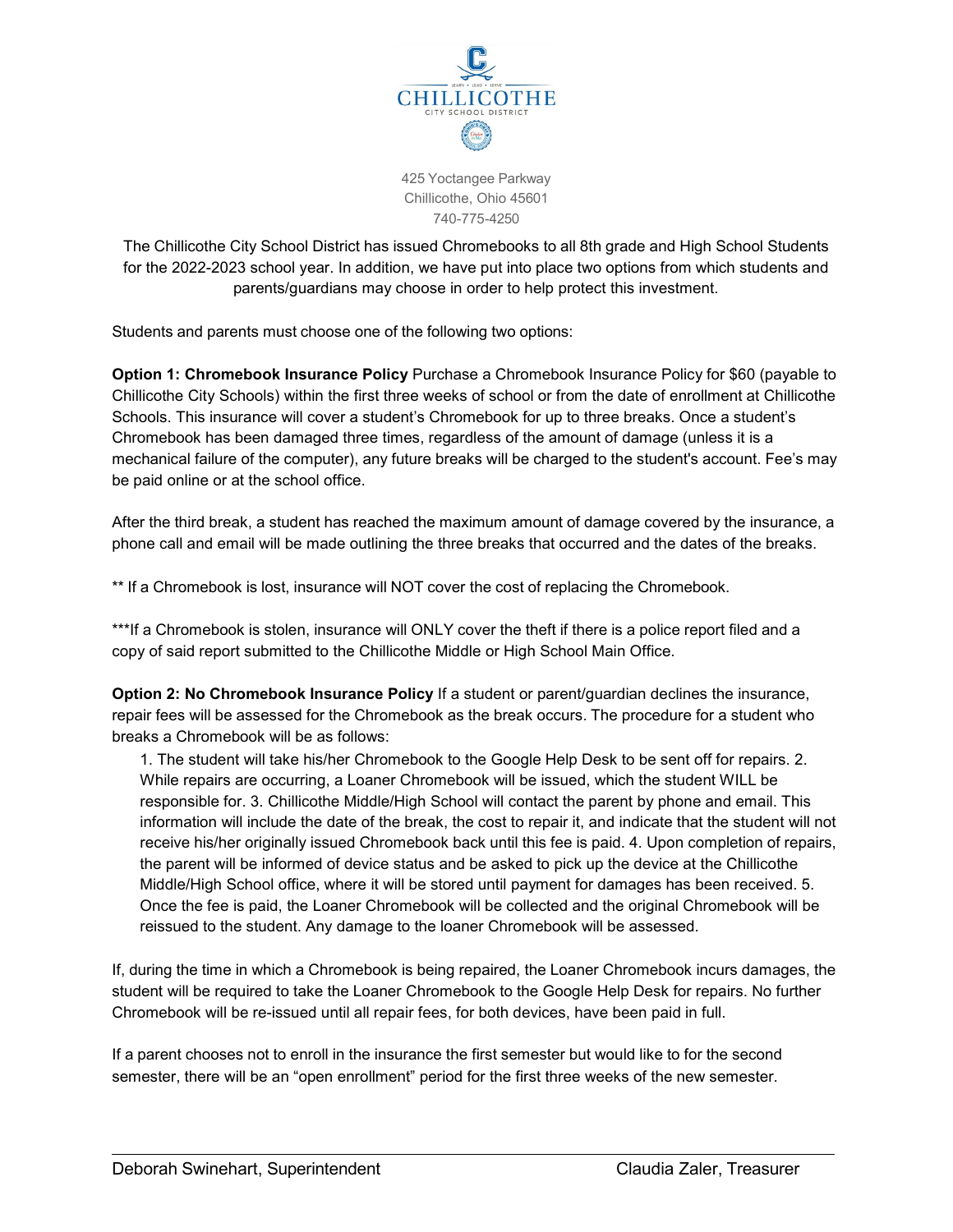425 Yoctangee Parkway
Chillicothe, Ohio 45601
740-775-4250

The Chillicothe City School District has issued Chromebooks to all 8th grade and High School Students for the 2022-2023 school year. In addition, we have put into place two options from which students and parents/guardians may choose in order to help protect this investment.

Students and parents must choose one of the following two options:

**Option 1: Chromebook Insurance Policy** Purchase a Chromebook Insurance Policy for $60 (payable to Chillicothe City Schools) within the first three weeks of school or from the date of enrollment at Chillicothe Schools. This insurance will cover a student's Chromebook for up to three breaks. Once a student's Chromebook has been damaged three times, regardless of the amount of damage (unless it is a mechanical failure of the computer), any future breaks will be charged to the student's account. Fee's may be paid online or at the school office.

After the third break, a student has reached the maximum amount of damage covered by the insurance, a phone call and email will be made outlining the three breaks that occurred and the dates of the breaks.

** If a Chromebook is lost, insurance will NOT cover the cost of replacing the Chromebook.

***If a Chromebook is stolen, insurance will ONLY cover the theft if there is a police report filed and a copy of said report submitted to the Chillicothe Middle or High School Main Office.

**Option 2: No Chromebook Insurance Policy** If a student or parent/guardian declines the insurance, repair fees will be assessed for the Chromebook as the break occurs. The procedure for a student who breaks a Chromebook will be as follows:

1. The student will take his/her Chromebook to the Google Help Desk to be sent off for repairs. 2. While repairs are occurring, a Loaner Chromebook will be issued, which the student WILL be responsible for. 3. Chillicothe Middle/High School will contact the parent by phone and email. This information will include the date of the break, the cost to repair it, and indicate that the student will not receive his/her originally issued Chromebook back until this fee is paid. 4. Upon completion of repairs, the parent will be informed of device status and be asked to pick up the device at the Chillicothe Middle/High School office, where it will be stored until payment for damages has been received. 5. Once the fee is paid, the Loaner Chromebook will be collected and the original Chromebook will be reissued to the student. Any damage to the loaner Chromebook will be assessed.

If, during the time in which a Chromebook is being repaired, the Loaner Chromebook incurs damages, the student will be required to take the Loaner Chromebook to the Google Help Desk for repairs. No further Chromebook will be re-issued until all repair fees, for both devices, have been paid in full.

If a parent chooses not to enroll in the insurance the first semester but would like to for the second semester, there will be an "open enrollment" period for the first three weeks of the new semester.

Deborah Swinehart, Superintendent | Claudia Zaler, Treasurer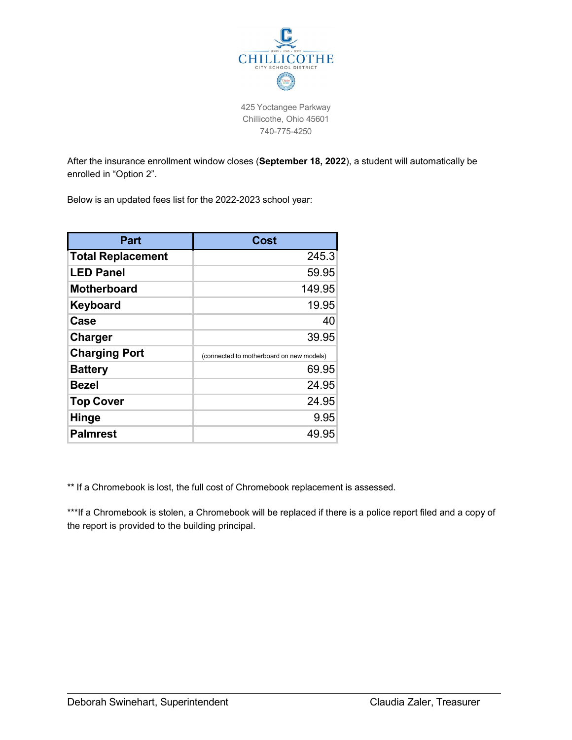CHILLICOTHE
CITY SCHOOL DISTRICT

425 Yoctangee Parkway
Chillicothe, Ohio 45601
740-775-4250

After the insurance enrollment window closes (**September 18, 2022**), a student will automatically be enrolled in "Option 2".

Below is an updated fees list for the 2022-2023 school year:

| Part | Cost |
|---|---|
| **Total Replacement** | 245.3 |
| **LED Panel** | 59.95 |
| **Motherboard** | 149.95 |
| **Keyboard** | 19.95 |
| **Case** | 40 |
| **Charger** | 39.95 |
| **Charging Port** | (connected to motherboard on new models) |
| **Battery** | 69.95 |
| **Bezel** | 24.95 |
| **Top Cover** | 24.95 |
| **Hinge** | 9.95 |
| **Palmrest** | 49.95 |

** If a Chromebook is lost, the full cost of Chromebook replacement is assessed.

***If a Chromebook is stolen, a Chromebook will be replaced if there is a police report filed and a copy of the report is provided to the building principal.

Deborah Swinehart, Superintendent | Claudia Zaler, Treasurer